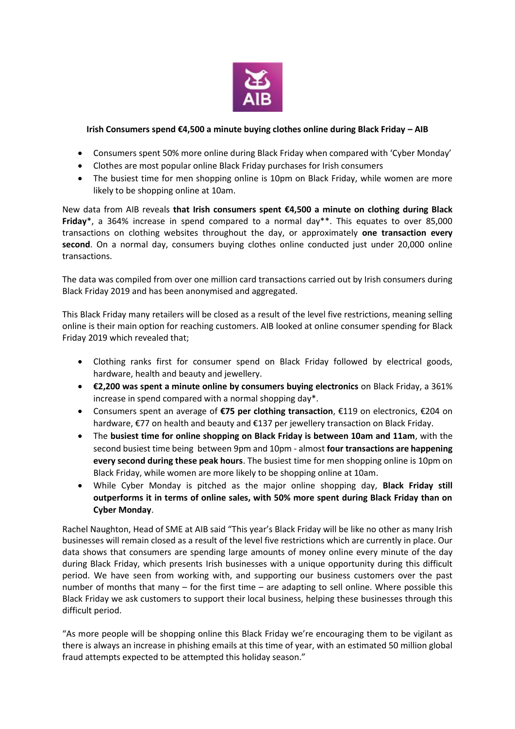**Irish Consumers spend €4,500 a minute buying clothes online during Black Friday – AIB**

- Consumers spent 50% more online during Black Friday when compared with 'Cyber Monday'
- Clothes are most popular online Black Friday purchases for Irish consumers
- The busiest time for men shopping online is 10pm on Black Friday, while women are more likely to be shopping online at 10am.

New data from AIB reveals **that Irish consumers spent €4,500 a minute on clothing during Black Friday***, a 364% increase in spend compared to a normal day**. This equates to over 85,000 transactions on clothing websites throughout the day, or approximately **one transaction every second**. On a normal day, consumers buying clothes online conducted just under 20,000 online transactions.

The data was compiled from over one million card transactions carried out by Irish consumers during Black Friday 2019 and has been anonymised and aggregated.

This Black Friday many retailers will be closed as a result of the level five restrictions, meaning selling online is their main option for reaching customers. AIB looked at online consumer spending for Black Friday 2019 which revealed that;

- Clothing ranks first for consumer spend on Black Friday followed by electrical goods, hardware, health and beauty and jewellery.
- **€2,200 was spent a minute online by consumers buying electronics** on Black Friday, a 361% increase in spend compared with a normal shopping day*.
- Consumers spent an average of **€75 per clothing transaction**, €119 on electronics, €204 on hardware, €77 on health and beauty and €137 per jewellery transaction on Black Friday.
- The **busiest time for online shopping on Black Friday is between 10am and 11am**, with the second busiest time being between 9pm and 10pm - almost **four transactions are happening every second during these peak hours**. The busiest time for men shopping online is 10pm on Black Friday, while women are more likely to be shopping online at 10am.
- While Cyber Monday is pitched as the major online shopping day, **Black Friday still outperforms it in terms of online sales, with 50% more spent during Black Friday than on Cyber Monday**.

Rachel Naughton, Head of SME at AIB said "This year's Black Friday will be like no other as many Irish businesses will remain closed as a result of the level five restrictions which are currently in place. Our data shows that consumers are spending large amounts of money online every minute of the day during Black Friday, which presents Irish businesses with a unique opportunity during this difficult period. We have seen from working with, and supporting our business customers over the past number of months that many – for the first time – are adapting to sell online. Where possible this Black Friday we ask customers to support their local business, helping these businesses through this difficult period.

"As more people will be shopping online this Black Friday we're encouraging them to be vigilant as there is always an increase in phishing emails at this time of year, with an estimated 50 million global fraud attempts expected to be attempted this holiday season."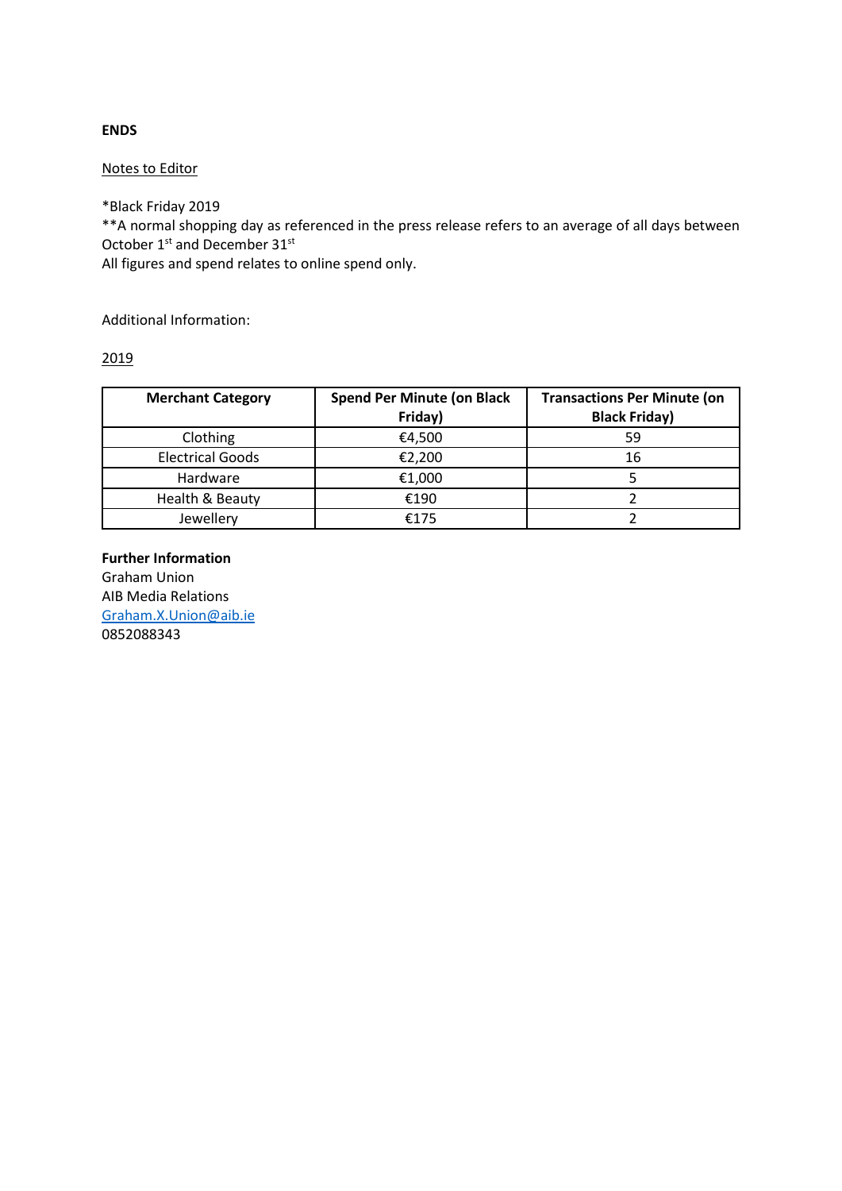**ENDS**

Notes to Editor

*Black Friday 2019
**A normal shopping day as referenced in the press release refers to an average of all days between October 1st and December 31st
All figures and spend relates to online spend only.

Additional Information:

2019

| Merchant Category | Spend Per Minute (on Black Friday) | Transactions Per Minute (on Black Friday) |
|---|---|---|
| Clothing | €4,500 | 59 |
| Electrical Goods | €2,200 | 16 |
| Hardware | €1,000 | 5 |
| Health & Beauty | €190 | 2 |
| Jewellery | €175 | 2 |

**Further Information**
Graham Union
AIB Media Relations
Graham.X.Union@aib.ie
0852088343